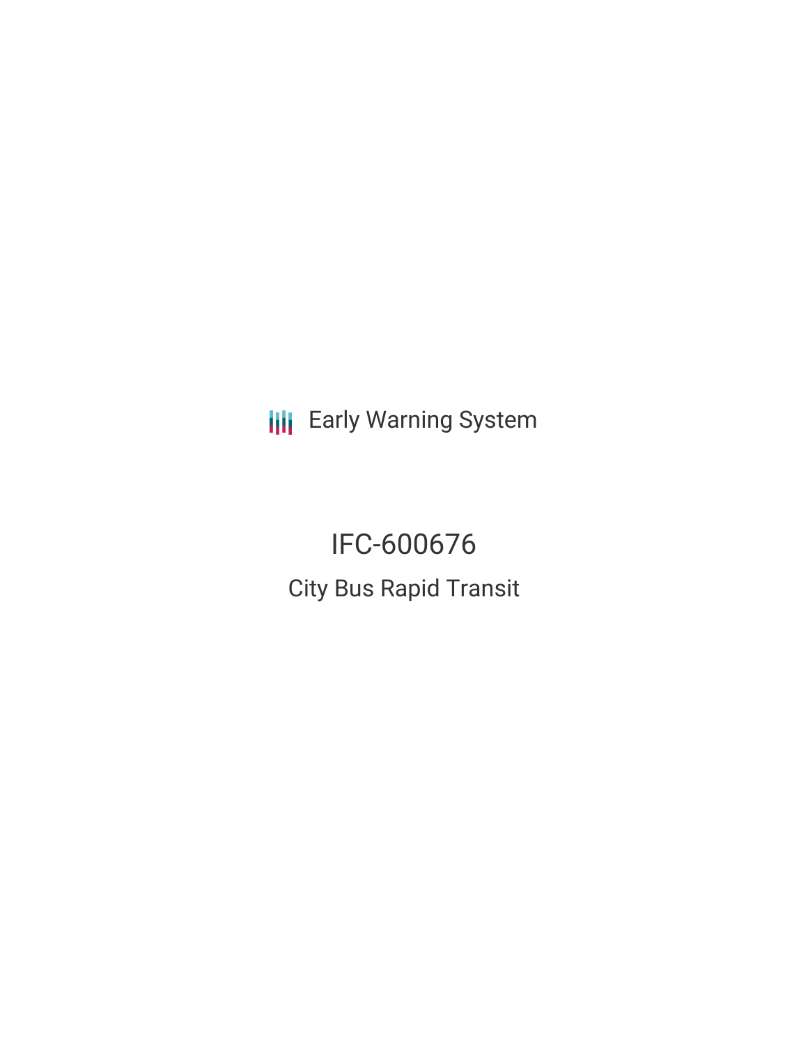Early Warning System

# IFC-600676

## City Bus Rapid Transit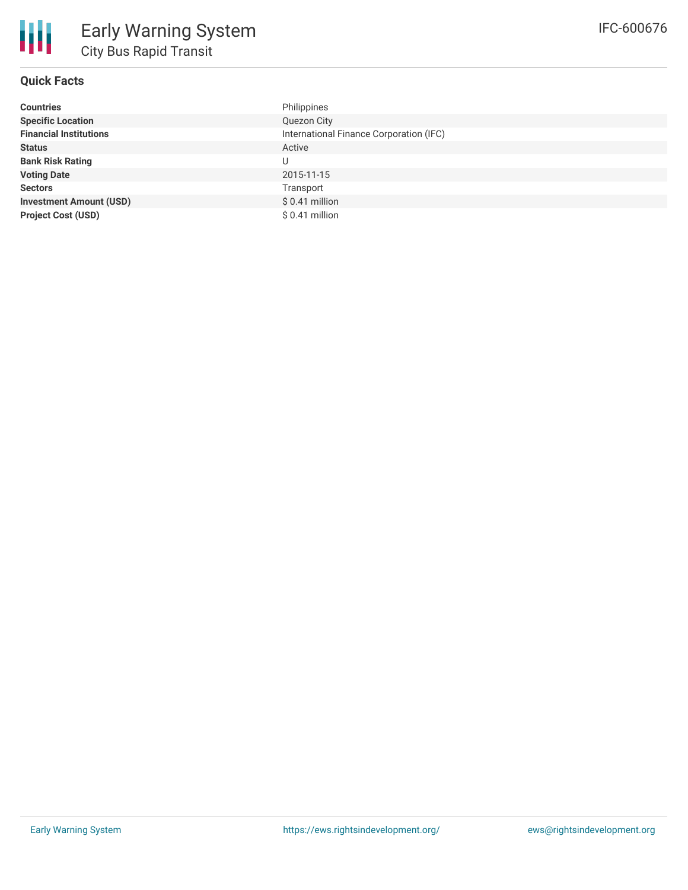# Early Warning System

## City Bus Rapid Transit

IFC-600676

### Quick Facts

| | |
|---|---|
| **Countries** | Philippines |
| **Specific Location** | Quezon City |
| **Financial Institutions** | International Finance Corporation (IFC) |
| **Status** | Active |
| **Bank Risk Rating** | U |
| **Voting Date** | 2015-11-15 |
| **Sectors** | Transport |
| **Investment Amount (USD)** | $ 0.41 million |
| **Project Cost (USD)** | $ 0.41 million |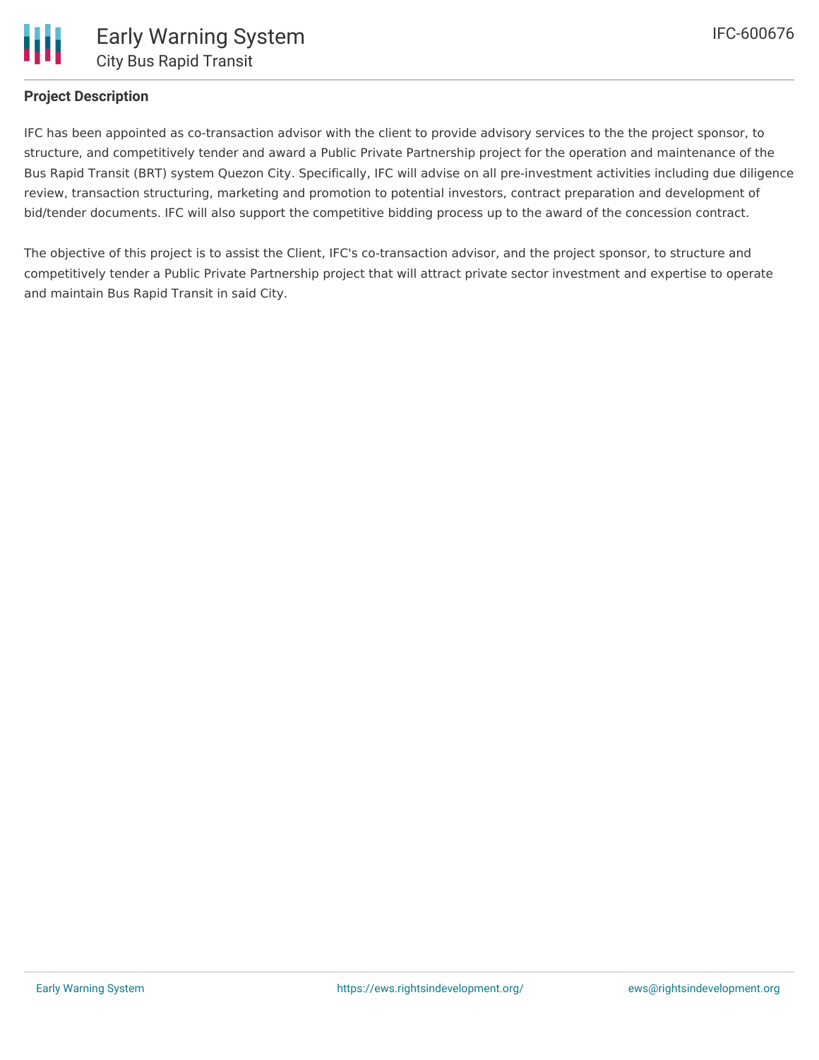**Project Description**

IFC has been appointed as co-transaction advisor with the client to provide advisory services to the the project sponsor, to structure, and competitively tender and award a Public Private Partnership project for the operation and maintenance of the Bus Rapid Transit (BRT) system Quezon City. Specifically, IFC will advise on all pre-investment activities including due diligence review, transaction structuring, marketing and promotion to potential investors, contract preparation and development of bid/tender documents. IFC will also support the competitive bidding process up to the award of the concession contract.

The objective of this project is to assist the Client, IFC's co-transaction advisor, and the project sponsor, to structure and competitively tender a Public Private Partnership project that will attract private sector investment and expertise to operate and maintain Bus Rapid Transit in said City.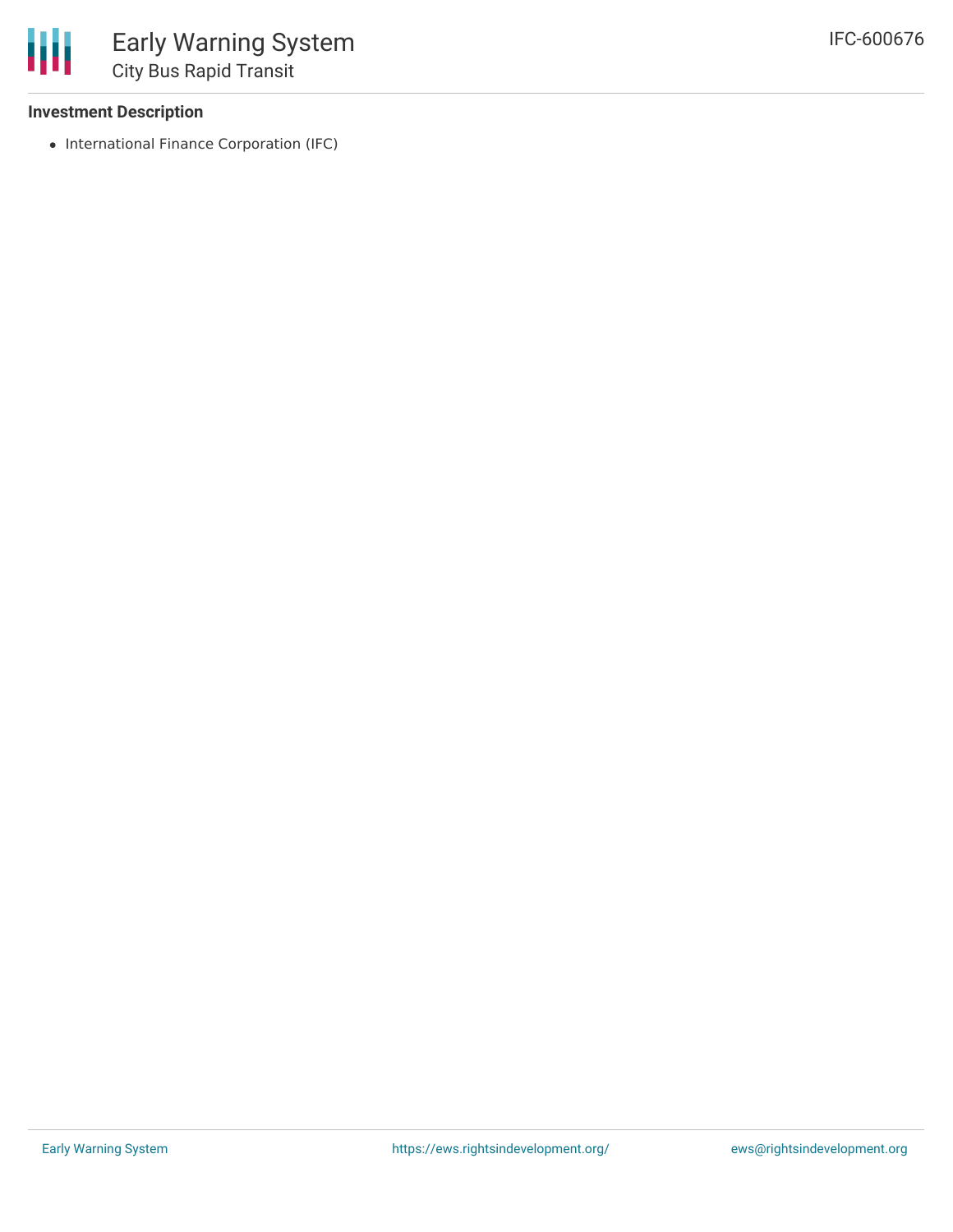**Investment Description**

- International Finance Corporation (IFC)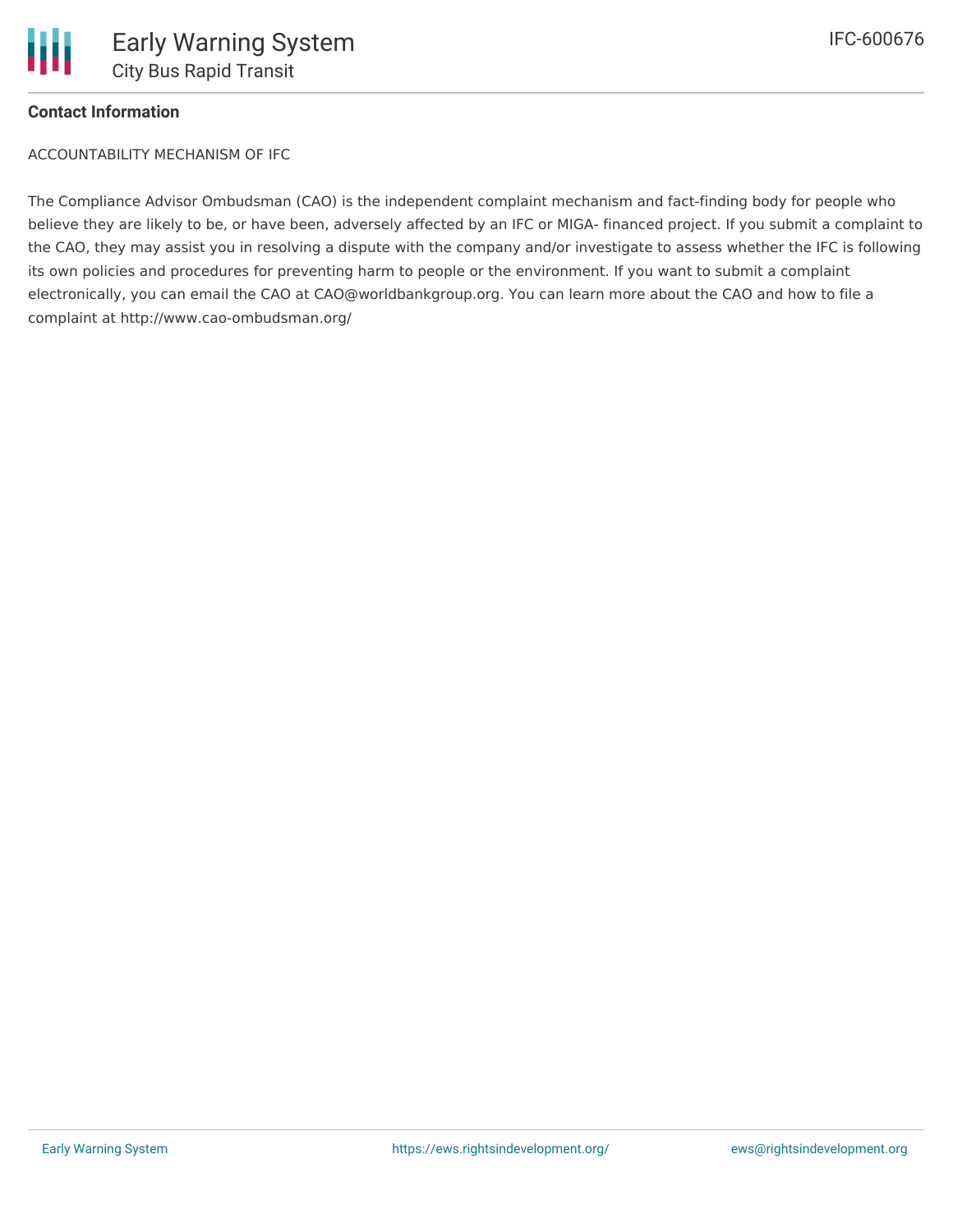**Contact Information**

ACCOUNTABILITY MECHANISM OF IFC

The Compliance Advisor Ombudsman (CAO) is the independent complaint mechanism and fact-finding body for people who believe they are likely to be, or have been, adversely affected by an IFC or MIGA- financed project. If you submit a complaint to the CAO, they may assist you in resolving a dispute with the company and/or investigate to assess whether the IFC is following its own policies and procedures for preventing harm to people or the environment. If you want to submit a complaint electronically, you can email the CAO at CAO@worldbankgroup.org. You can learn more about the CAO and how to file a complaint at http://www.cao-ombudsman.org/